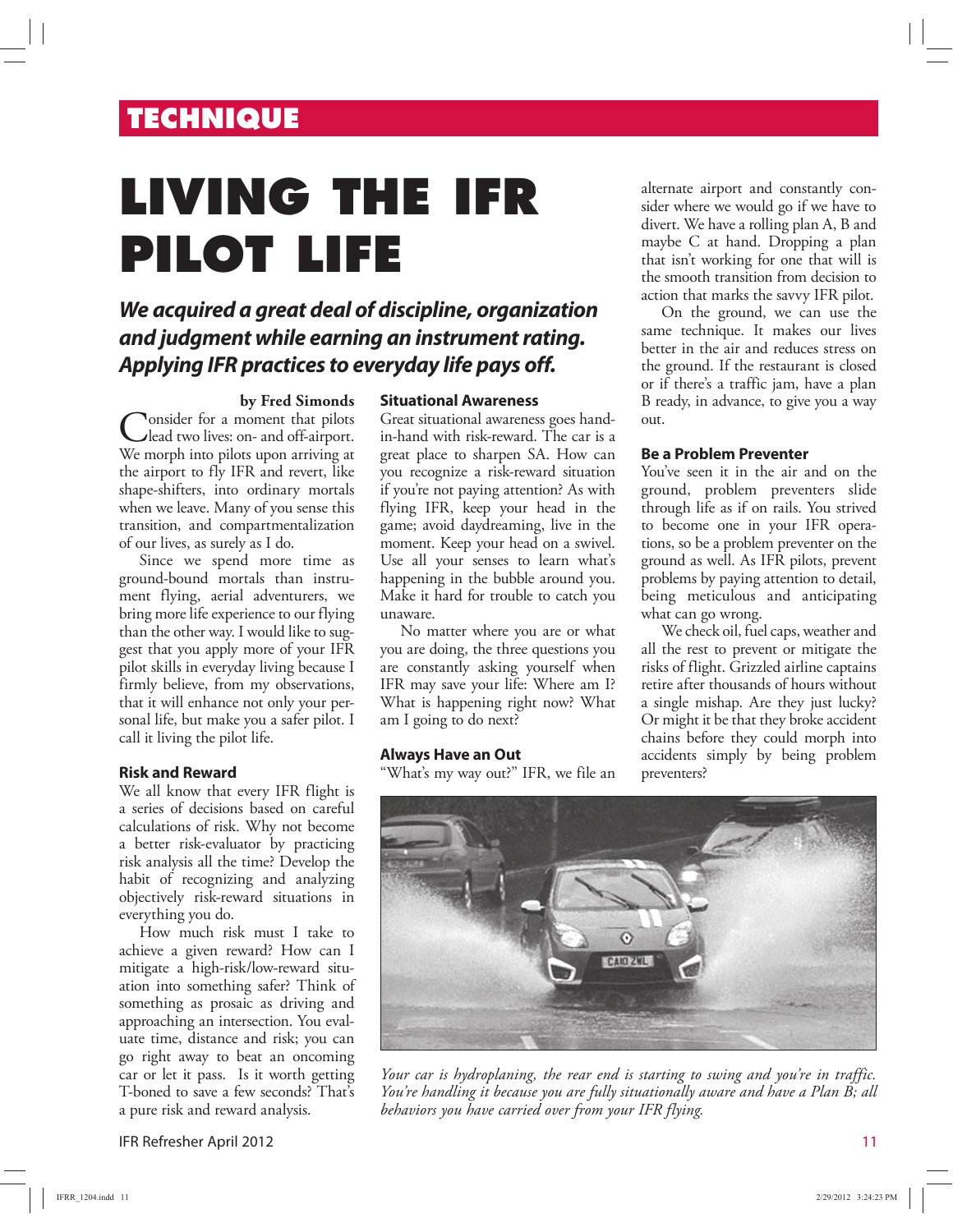TECHNIQUE

# LIVING THE IFR PILOT LIFE

***We acquired a great deal of discipline, organization and judgment while earning an instrument rating. Applying IFR practices to everyday life pays off.***

**by Fred Simonds**

Consider for a moment that pilots lead two lives: on- and off-airport. We morph into pilots upon arriving at the airport to fly IFR and revert, like shape-shifters, into ordinary mortals when we leave. Many of you sense this transition, and compartmentalization of our lives, as surely as I do.

Since we spend more time as ground-bound mortals than instrument flying, aerial adventurers, we bring more life experience to our flying than the other way. I would like to suggest that you apply more of your IFR pilot skills in everyday living because I firmly believe, from my observations, that it will enhance not only your personal life, but make you a safer pilot. I call it living the pilot life.

### Risk and Reward

We all know that every IFR flight is a series of decisions based on careful calculations of risk. Why not become a better risk-evaluator by practicing risk analysis all the time? Develop the habit of recognizing and analyzing objectively risk-reward situations in everything you do.

How much risk must I take to achieve a given reward? How can I mitigate a high-risk/low-reward situation into something safer? Think of something as prosaic as driving and approaching an intersection. You evaluate time, distance and risk; you can go right away to beat an oncoming car or let it pass. Is it worth getting T-boned to save a few seconds? That's a pure risk and reward analysis.

### Situational Awareness

Great situational awareness goes hand-in-hand with risk-reward. The car is a great place to sharpen SA. How can you recognize a risk-reward situation if you're not paying attention? As with flying IFR, keep your head in the game; avoid daydreaming, live in the moment. Keep your head on a swivel. Use all your senses to learn what's happening in the bubble around you. Make it hard for trouble to catch you unaware.

No matter where you are or what you are doing, the three questions you are constantly asking yourself when IFR may save your life: Where am I? What is happening right now? What am I going to do next?

### Always Have an Out

"What's my way out?" IFR, we file an alternate airport and constantly consider where we would go if we have to divert. We have a rolling plan A, B and maybe C at hand. Dropping a plan that isn't working for one that will is the smooth transition from decision to action that marks the savvy IFR pilot.

On the ground, we can use the same technique. It makes our lives better in the air and reduces stress on the ground. If the restaurant is closed or if there's a traffic jam, have a plan B ready, in advance, to give you a way out.

### Be a Problem Preventer

You've seen it in the air and on the ground, problem preventers slide through life as if on rails. You strived to become one in your IFR operations, so be a problem preventer on the ground as well. As IFR pilots, prevent problems by paying attention to detail, being meticulous and anticipating what can go wrong.

We check oil, fuel caps, weather and all the rest to prevent or mitigate the risks of flight. Grizzled airline captains retire after thousands of hours without a single mishap. Are they just lucky? Or might it be that they broke accident chains before they could morph into accidents simply by being problem preventers?

*Your car is hydroplaning, the rear end is starting to swing and you're in traffic. You're handling it because you are fully situationally aware and have a Plan B; all behaviors you have carried over from your IFR flying.*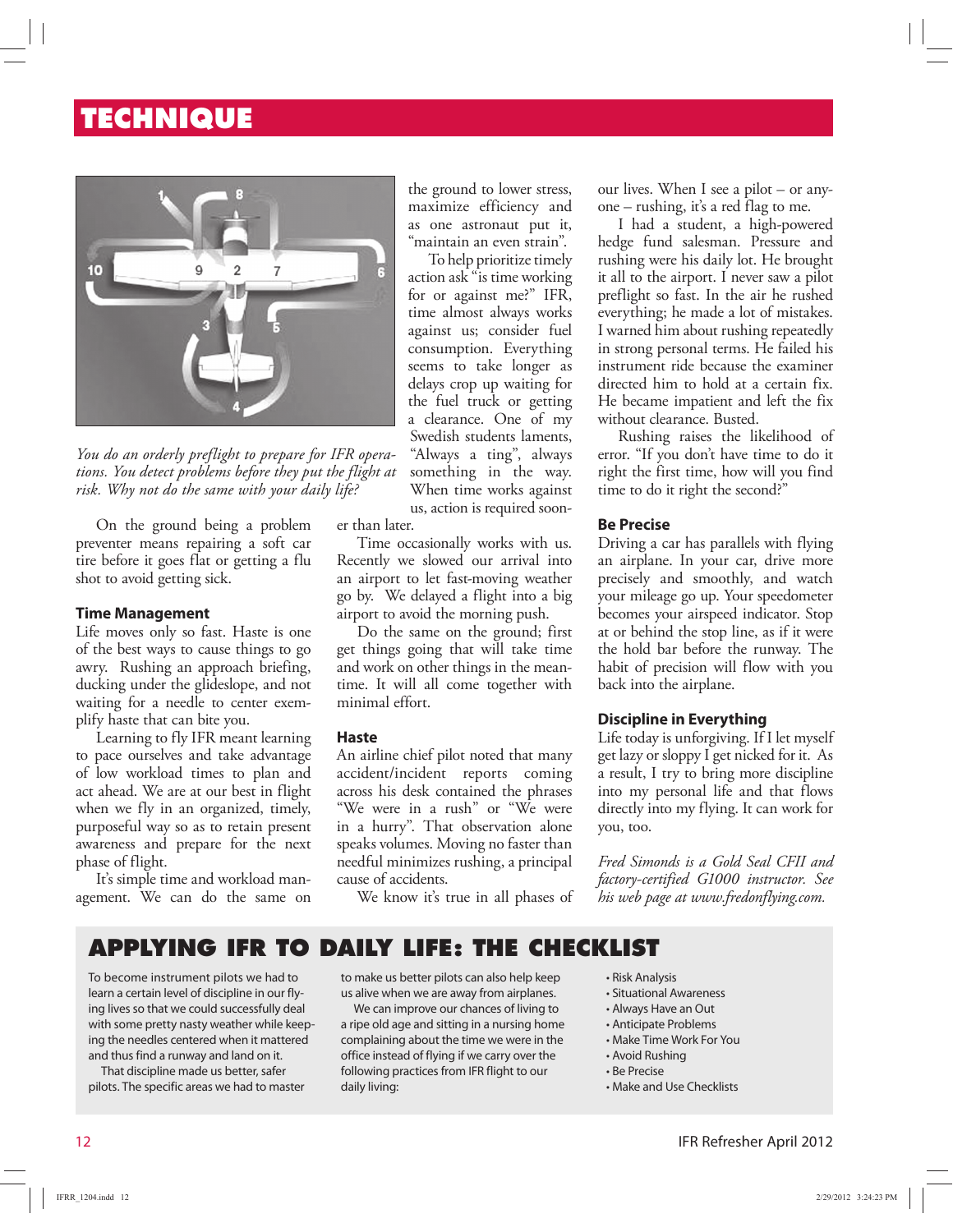## TECHNIQUE

10
9
2
7
6
1
8
3
5
4

*You do an orderly preflight to prepare for IFR operations. You detect problems before they put the flight at risk. Why not do the same with your daily life?*

On the ground being a problem preventer means repairing a soft car tire before it goes flat or getting a flu shot to avoid getting sick.

### Time Management

Life moves only so fast. Haste is one of the best ways to cause things to go awry. Rushing an approach briefing, ducking under the glideslope, and not waiting for a needle to center exemplify haste that can bite you.

Learning to fly IFR meant learning to pace ourselves and take advantage of low workload times to plan and act ahead. We are at our best in flight when we fly in an organized, timely, purposeful way so as to retain present awareness and prepare for the next phase of flight.

It's simple time and workload management. We can do the same on the ground to lower stress, maximize efficiency and as one astronaut put it, "maintain an even strain".

To help prioritize timely action ask "is time working for or against me?" IFR, time almost always works against us; consider fuel consumption. Everything seems to take longer as delays crop up waiting for the fuel truck or getting a clearance. One of my Swedish students laments, "Always a ting", always something in the way. When time works against us, action is required sooner than later.

Time occasionally works with us. Recently we slowed our arrival into an airport to let fast-moving weather go by. We delayed a flight into a big airport to avoid the morning push.

Do the same on the ground; first get things going that will take time and work on other things in the meantime. It will all come together with minimal effort.

### Haste

An airline chief pilot noted that many accident/incident reports coming across his desk contained the phrases "We were in a rush" or "We were in a hurry". That observation alone speaks volumes. Moving no faster than needful minimizes rushing, a principal cause of accidents.

We know it's true in all phases of our lives. When I see a pilot – or anyone – rushing, it's a red flag to me.

I had a student, a high-powered hedge fund salesman. Pressure and rushing were his daily lot. He brought it all to the airport. I never saw a pilot preflight so fast. In the air he rushed everything; he made a lot of mistakes. I warned him about rushing repeatedly in strong personal terms. He failed his instrument ride because the examiner directed him to hold at a certain fix. He became impatient and left the fix without clearance. Busted.

Rushing raises the likelihood of error. "If you don't have time to do it right the first time, how will you find time to do it right the second?"

### Be Precise

Driving a car has parallels with flying an airplane. In your car, drive more precisely and smoothly, and watch your mileage go up. Your speedometer becomes your airspeed indicator. Stop at or behind the stop line, as if it were the hold bar before the runway. The habit of precision will flow with you back into the airplane.

### Discipline in Everything

Life today is unforgiving. If I let myself get lazy or sloppy I get nicked for it. As a result, I try to bring more discipline into my personal life and that flows directly into my flying. It can work for you, too.

*Fred Simonds is a Gold Seal CFII and factory-certified G1000 instructor. See his web page at www.fredonflying.com.*

## APPLYING IFR TO DAILY LIFE: THE CHECKLIST

To become instrument pilots we had to learn a certain level of discipline in our flying lives so that we could successfully deal with some pretty nasty weather while keeping the needles centered when it mattered and thus find a runway and land on it.

That discipline made us better, safer pilots. The specific areas we had to master to make us better pilots can also help keep us alive when we are away from airplanes.

We can improve our chances of living to a ripe old age and sitting in a nursing home complaining about the time we were in the office instead of flying if we carry over the following practices from IFR flight to our daily living:

- Risk Analysis
- Situational Awareness
- Always Have an Out
- Anticipate Problems
- Make Time Work For You
- Avoid Rushing
- Be Precise
- Make and Use Checklists